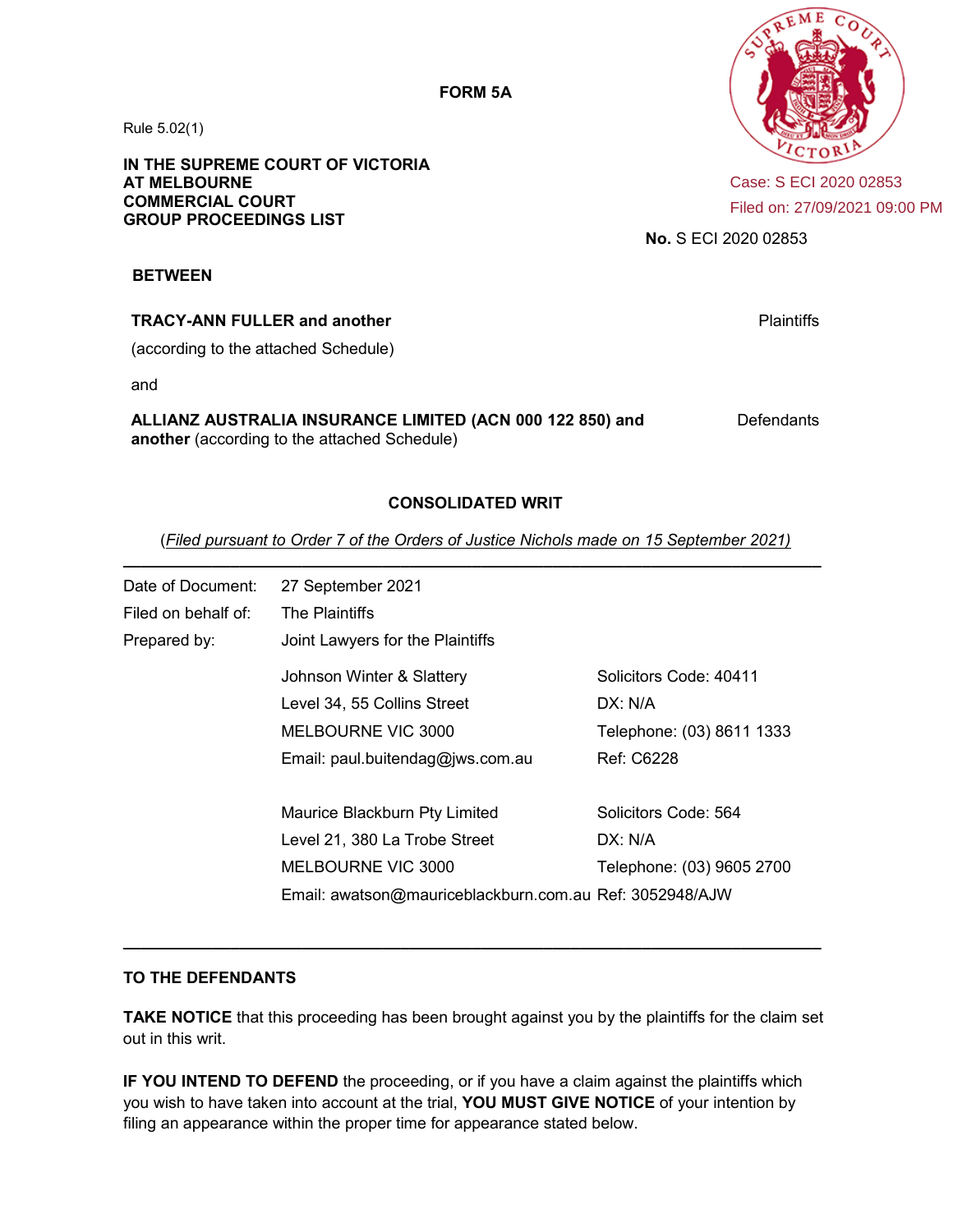**FORM 5A**

Rule 5.02(1)

**IN THE SUPREME COURT OF VICTORIA**
**AT MELBOURNE**
**COMMERCIAL COURT**
**GROUP PROCEEDINGS LIST**

Case: S ECI 2020 02853
Filed on: 27/09/2021 09:00 PM

**No.** S ECI 2020 02853

**BETWEEN**

**TRACY-ANN FULLER and another** (according to the attached Schedule) — Plaintiffs

and

**ALLIANZ AUSTRALIA INSURANCE LIMITED (ACN 000 122 850) and another** (according to the attached Schedule) — Defendants

## CONSOLIDATED WRIT

(*Filed pursuant to Order 7 of the Orders of Justice Nichols made on 15 September 2021)*

---

| | | |
|---|---|---|
| Date of Document: | 27 September 2021 | |
| Filed on behalf of: | The Plaintiffs | |
| Prepared by: | Joint Lawyers for the Plaintiffs | |
| | Johnson Winter & Slattery | Solicitors Code: 40411 |
| | Level 34, 55 Collins Street | DX: N/A |
| | MELBOURNE VIC 3000 | Telephone: (03) 8611 1333 |
| | Email: paul.buitendag@jws.com.au | Ref: C6228 |
| | Maurice Blackburn Pty Limited | Solicitors Code: 564 |
| | Level 21, 380 La Trobe Street | DX: N/A |
| | MELBOURNE VIC 3000 | Telephone: (03) 9605 2700 |
| | Email: awatson@mauriceblackburn.com.au | Ref: 3052948/AJW |

---

**TO THE DEFENDANTS**

**TAKE NOTICE** that this proceeding has been brought against you by the plaintiffs for the claim set out in this writ.

**IF YOU INTEND TO DEFEND** the proceeding, or if you have a claim against the plaintiffs which you wish to have taken into account at the trial, **YOU MUST GIVE NOTICE** of your intention by filing an appearance within the proper time for appearance stated below.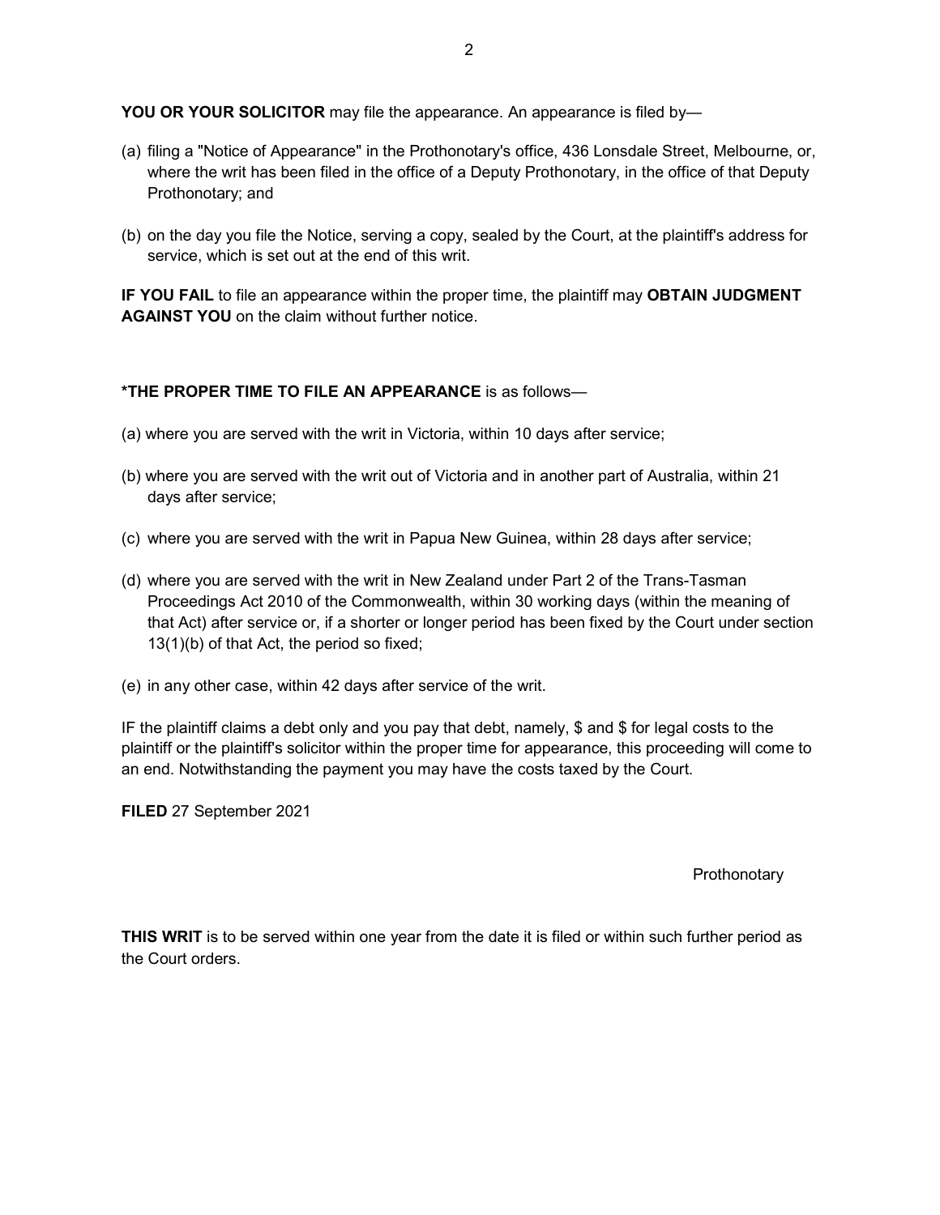**YOU OR YOUR SOLICITOR** may file the appearance. An appearance is filed by—

(a) filing a "Notice of Appearance" in the Prothonotary's office, 436 Lonsdale Street, Melbourne, or, where the writ has been filed in the office of a Deputy Prothonotary, in the office of that Deputy Prothonotary; and

(b) on the day you file the Notice, serving a copy, sealed by the Court, at the plaintiff's address for service, which is set out at the end of this writ.

**IF YOU FAIL** to file an appearance within the proper time, the plaintiff may **OBTAIN JUDGMENT AGAINST YOU** on the claim without further notice.

**\*THE PROPER TIME TO FILE AN APPEARANCE** is as follows—

(a) where you are served with the writ in Victoria, within 10 days after service;

(b) where you are served with the writ out of Victoria and in another part of Australia, within 21 days after service;

(c) where you are served with the writ in Papua New Guinea, within 28 days after service;

(d) where you are served with the writ in New Zealand under Part 2 of the Trans-Tasman Proceedings Act 2010 of the Commonwealth, within 30 working days (within the meaning of that Act) after service or, if a shorter or longer period has been fixed by the Court under section 13(1)(b) of that Act, the period so fixed;

(e) in any other case, within 42 days after service of the writ.

IF the plaintiff claims a debt only and you pay that debt, namely, $ and $ for legal costs to the plaintiff or the plaintiff's solicitor within the proper time for appearance, this proceeding will come to an end. Notwithstanding the payment you may have the costs taxed by the Court.

**FILED** 27 September 2021

Prothonotary

**THIS WRIT** is to be served within one year from the date it is filed or within such further period as the Court orders.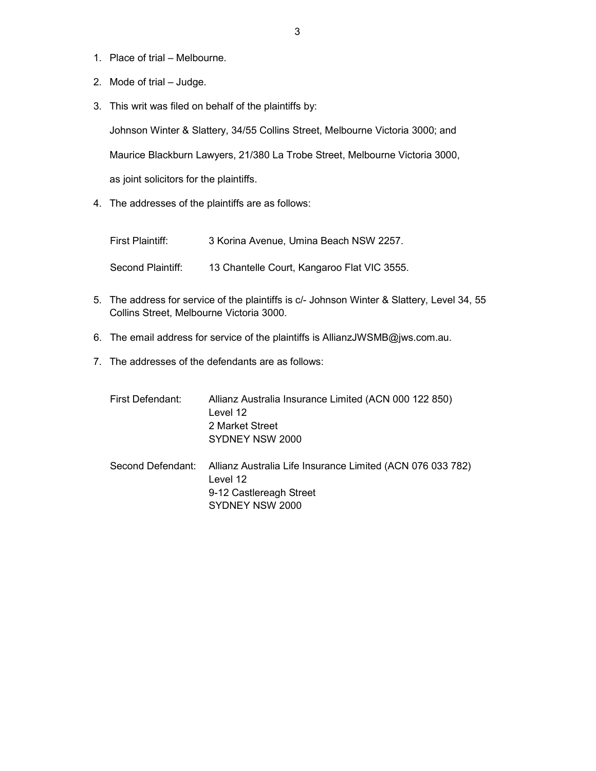1. Place of trial – Melbourne.
2. Mode of trial – Judge.
3. This writ was filed on behalf of the plaintiffs by:

   Johnson Winter & Slattery, 34/55 Collins Street, Melbourne Victoria 3000; and

   Maurice Blackburn Lawyers, 21/380 La Trobe Street, Melbourne Victoria 3000,

   as joint solicitors for the plaintiffs.
4. The addresses of the plaintiffs are as follows:

   | | |
   |---|---|
   | First Plaintiff: | 3 Korina Avenue, Umina Beach NSW 2257. |
   | Second Plaintiff: | 13 Chantelle Court, Kangaroo Flat VIC 3555. |

5. The address for service of the plaintiffs is c/- Johnson Winter & Slattery, Level 34, 55 Collins Street, Melbourne Victoria 3000.
6. The email address for service of the plaintiffs is AllianzJWSMB@jws.com.au.
7. The addresses of the defendants are as follows:

   | | |
   |---|---|
   | First Defendant: | Allianz Australia Insurance Limited (ACN 000 122 850)<br>Level 12<br>2 Market Street<br>SYDNEY NSW 2000 |
   | Second Defendant: | Allianz Australia Life Insurance Limited (ACN 076 033 782)<br>Level 12<br>9-12 Castlereagh Street<br>SYDNEY NSW 2000 |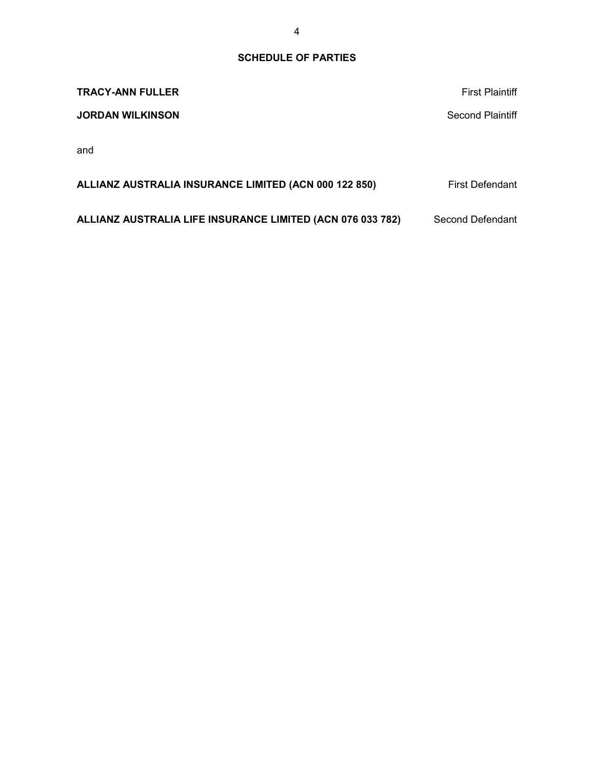## SCHEDULE OF PARTIES

| | |
|---|---|
| **TRACY-ANN FULLER** | First Plaintiff |
| **JORDAN WILKINSON** | Second Plaintiff |

and

| | |
|---|---|
| **ALLIANZ AUSTRALIA INSURANCE LIMITED (ACN 000 122 850)** | First Defendant |
| **ALLIANZ AUSTRALIA LIFE INSURANCE LIMITED (ACN 076 033 782)** | Second Defendant |